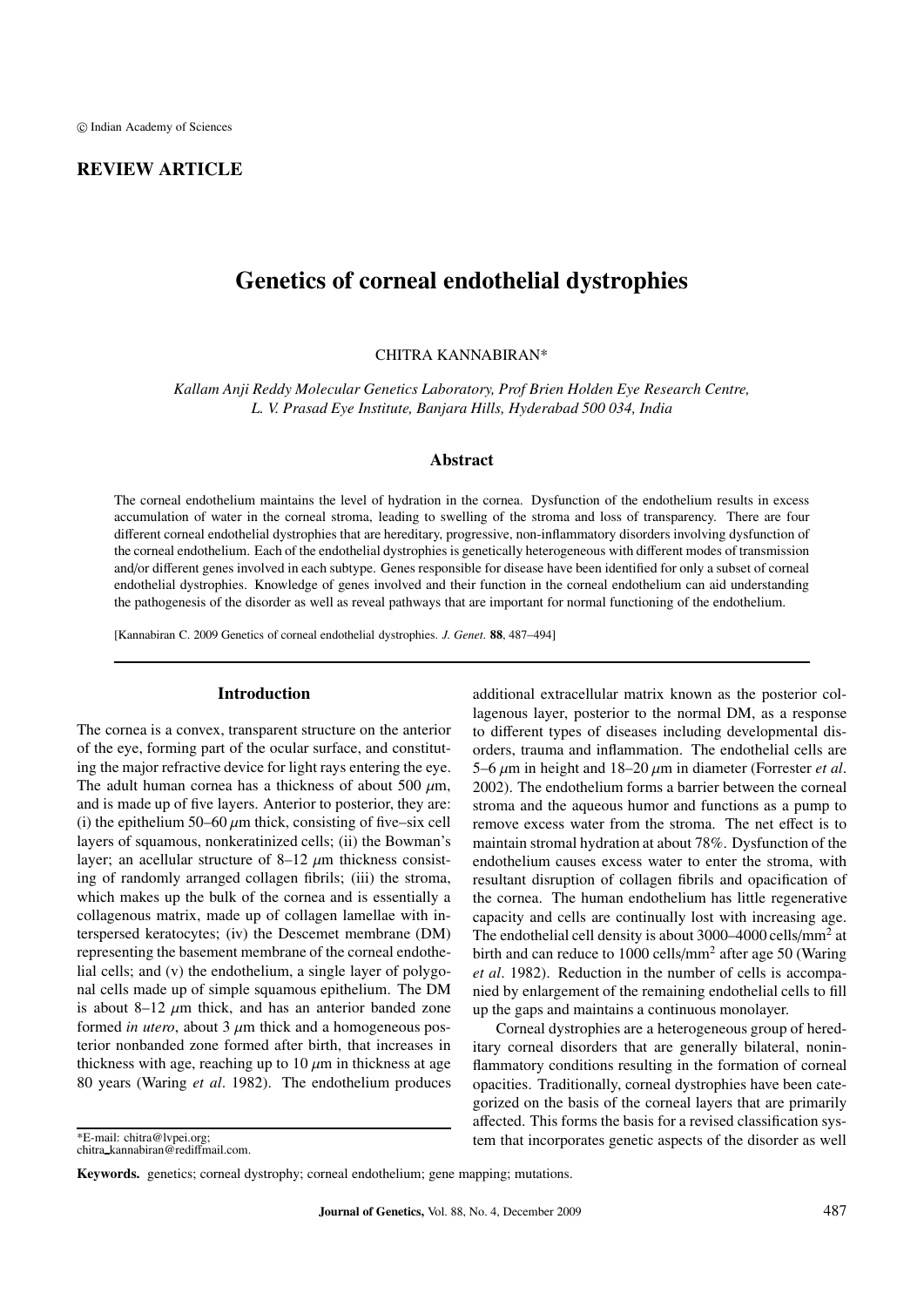© Indian Academy of Sciences

**REVIEW ARTICLE**

# Genetics of corneal endothelial dystrophies

CHITRA KANNABIRAN*

*Kallam Anji Reddy Molecular Genetics Laboratory, Prof Brien Holden Eye Research Centre, L. V. Prasad Eye Institute, Banjara Hills, Hyderabad 500 034, India*

## Abstract

The corneal endothelium maintains the level of hydration in the cornea. Dysfunction of the endothelium results in excess accumulation of water in the corneal stroma, leading to swelling of the stroma and loss of transparency. There are four different corneal endothelial dystrophies that are hereditary, progressive, non-inflammatory disorders involving dysfunction of the corneal endothelium. Each of the endothelial dystrophies is genetically heterogeneous with different modes of transmission and/or different genes involved in each subtype. Genes responsible for disease have been identified for only a subset of corneal endothelial dystrophies. Knowledge of genes involved and their function in the corneal endothelium can aid understanding the pathogenesis of the disorder as well as reveal pathways that are important for normal functioning of the endothelium.

[Kannabiran C. 2009 Genetics of corneal endothelial dystrophies. *J. Genet*. **88**, 487–494]

## Introduction

The cornea is a convex, transparent structure on the anterior of the eye, forming part of the ocular surface, and constituting the major refractive device for light rays entering the eye. The adult human cornea has a thickness of about 500 $\mu$m, and is made up of five layers. Anterior to posterior, they are: (i) the epithelium 50–60 $\mu$m thick, consisting of five–six cell layers of squamous, nonkeratinized cells; (ii) the Bowman's layer; an acellular structure of 8–12 $\mu$m thickness consisting of randomly arranged collagen fibrils; (iii) the stroma, which makes up the bulk of the cornea and is essentially a collagenous matrix, made up of collagen lamellae with interspersed keratocytes; (iv) the Descemet membrane (DM) representing the basement membrane of the corneal endothelial cells; and (v) the endothelium, a single layer of polygonal cells made up of simple squamous epithelium. The DM is about 8–12 $\mu$m thick, and has an anterior banded zone formed *in utero*, about 3 $\mu$m thick and a homogeneous posterior nonbanded zone formed after birth, that increases in thickness with age, reaching up to 10 $\mu$m in thickness at age 80 years (Waring *et al*. 1982). The endothelium produces additional extracellular matrix known as the posterior collagenous layer, posterior to the normal DM, as a response to different types of diseases including developmental disorders, trauma and inflammation. The endothelial cells are 5–6 $\mu$m in height and 18–20 $\mu$m in diameter (Forrester *et al*. 2002). The endothelium forms a barrier between the corneal stroma and the aqueous humor and functions as a pump to remove excess water from the stroma. The net effect is to maintain stromal hydration at about 78%. Dysfunction of the endothelium causes excess water to enter the stroma, with resultant disruption of collagen fibrils and opacification of the cornea. The human endothelium has little regenerative capacity and cells are continually lost with increasing age. The endothelial cell density is about 3000–4000 cells/mm$^2$ at birth and can reduce to 1000 cells/mm$^2$ after age 50 (Waring *et al*. 1982). Reduction in the number of cells is accompanied by enlargement of the remaining endothelial cells to fill up the gaps and maintains a continuous monolayer.

Corneal dystrophies are a heterogeneous group of hereditary corneal disorders that are generally bilateral, noninflammatory conditions resulting in the formation of corneal opacities. Traditionally, corneal dystrophies have been categorized on the basis of the corneal layers that are primarily affected. This forms the basis for a revised classification system that incorporates genetic aspects of the disorder as well

*E-mail: chitra@lvpei.org; chitra_kannabiran@rediffmail.com.

**Keywords.** genetics; corneal dystrophy; corneal endothelium; gene mapping; mutations.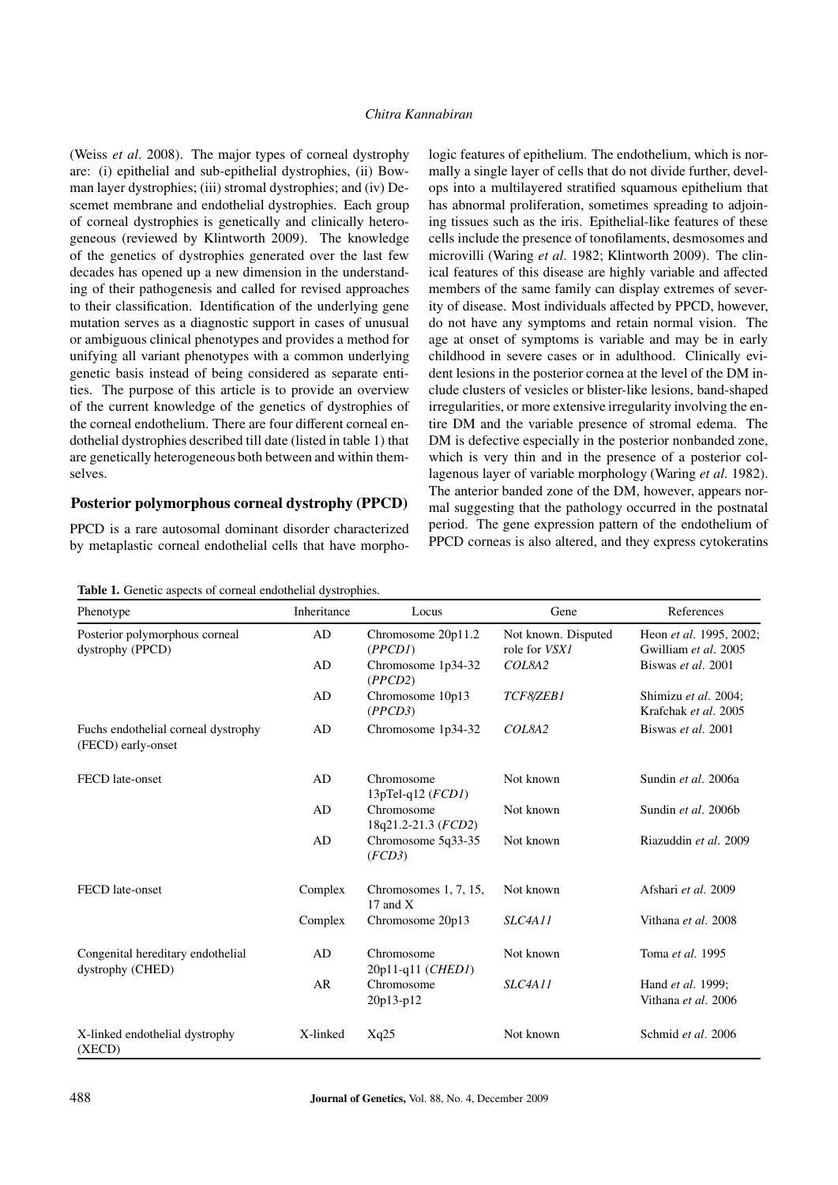(Weiss *et al*. 2008). The major types of corneal dystrophy are: (i) epithelial and sub-epithelial dystrophies, (ii) Bowman layer dystrophies; (iii) stromal dystrophies; and (iv) Descemet membrane and endothelial dystrophies. Each group of corneal dystrophies is genetically and clinically heterogeneous (reviewed by Klintworth 2009). The knowledge of the genetics of dystrophies generated over the last few decades has opened up a new dimension in the understanding of their pathogenesis and called for revised approaches to their classification. Identification of the underlying gene mutation serves as a diagnostic support in cases of unusual or ambiguous clinical phenotypes and provides a method for unifying all variant phenotypes with a common underlying genetic basis instead of being considered as separate entities. The purpose of this article is to provide an overview of the current knowledge of the genetics of dystrophies of the corneal endothelium. There are four different corneal endothelial dystrophies described till date (listed in table 1) that are genetically heterogeneous both between and within themselves.

## Posterior polymorphous corneal dystrophy (PPCD)

PPCD is a rare autosomal dominant disorder characterized by metaplastic corneal endothelial cells that have morphologic features of epithelium. The endothelium, which is normally a single layer of cells that do not divide further, develops into a multilayered stratified squamous epithelium that has abnormal proliferation, sometimes spreading to adjoining tissues such as the iris. Epithelial-like features of these cells include the presence of tonofilaments, desmosomes and microvilli (Waring *et al*. 1982; Klintworth 2009). The clinical features of this disease are highly variable and affected members of the same family can display extremes of severity of disease. Most individuals affected by PPCD, however, do not have any symptoms and retain normal vision. The age at onset of symptoms is variable and may be in early childhood in severe cases or in adulthood. Clinically evident lesions in the posterior cornea at the level of the DM include clusters of vesicles or blister-like lesions, band-shaped irregularities, or more extensive irregularity involving the entire DM and the variable presence of stromal edema. The DM is defective especially in the posterior nonbanded zone, which is very thin and in the presence of a posterior collagenous layer of variable morphology (Waring *et al*. 1982). The anterior banded zone of the DM, however, appears normal suggesting that the pathology occurred in the postnatal period. The gene expression pattern of the endothelium of PPCD corneas is also altered, and they express cytokeratins

**Table 1.** Genetic aspects of corneal endothelial dystrophies.

| Phenotype | Inheritance | Locus | Gene | References |
|---|---|---|---|---|
| Posterior polymorphous corneal dystrophy (PPCD) | AD | Chromosome 20p11.2 (*PPCD1*) | Not known. Disputed role for *VSX1* | Heon *et al*. 1995, 2002; Gwilliam *et al*. 2005 |
| | AD | Chromosome 1p34-32 (*PPCD2*) | *COL8A2* | Biswas *et al*. 2001 |
| | AD | Chromosome 10p13 (*PPCD3*) | *TCF8/ZEB1* | Shimizu *et al*. 2004; Krafchak *et al*. 2005 |
| Fuchs endothelial corneal dystrophy (FECD) early-onset | AD | Chromosome 1p34-32 | *COL8A2* | Biswas *et al*. 2001 |
| FECD late-onset | AD | Chromosome 13pTel-q12 (*FCD1*) | Not known | Sundin *et al*. 2006a |
| | AD | Chromosome 18q21.2-21.3 (*FCD2*) | Not known | Sundin *et al*. 2006b |
| | AD | Chromosome 5q33-35 (*FCD3*) | Not known | Riazuddin *et al*. 2009 |
| FECD late-onset | Complex | Chromosomes 1, 7, 15, 17 and X | Not known | Afshari *et al*. 2009 |
| | Complex | Chromosome 20p13 | *SLC4A11* | Vithana *et al*. 2008 |
| Congenital hereditary endothelial dystrophy (CHED) | AD | Chromosome 20p11-q11 (*CHED1*) | Not known | Toma *et al*. 1995 |
| | AR | Chromosome 20p13-p12 | *SLC4A11* | Hand *et al*. 1999; Vithana *et al*. 2006 |
| X-linked endothelial dystrophy (XECD) | X-linked | Xq25 | Not known | Schmid *et al*. 2006 |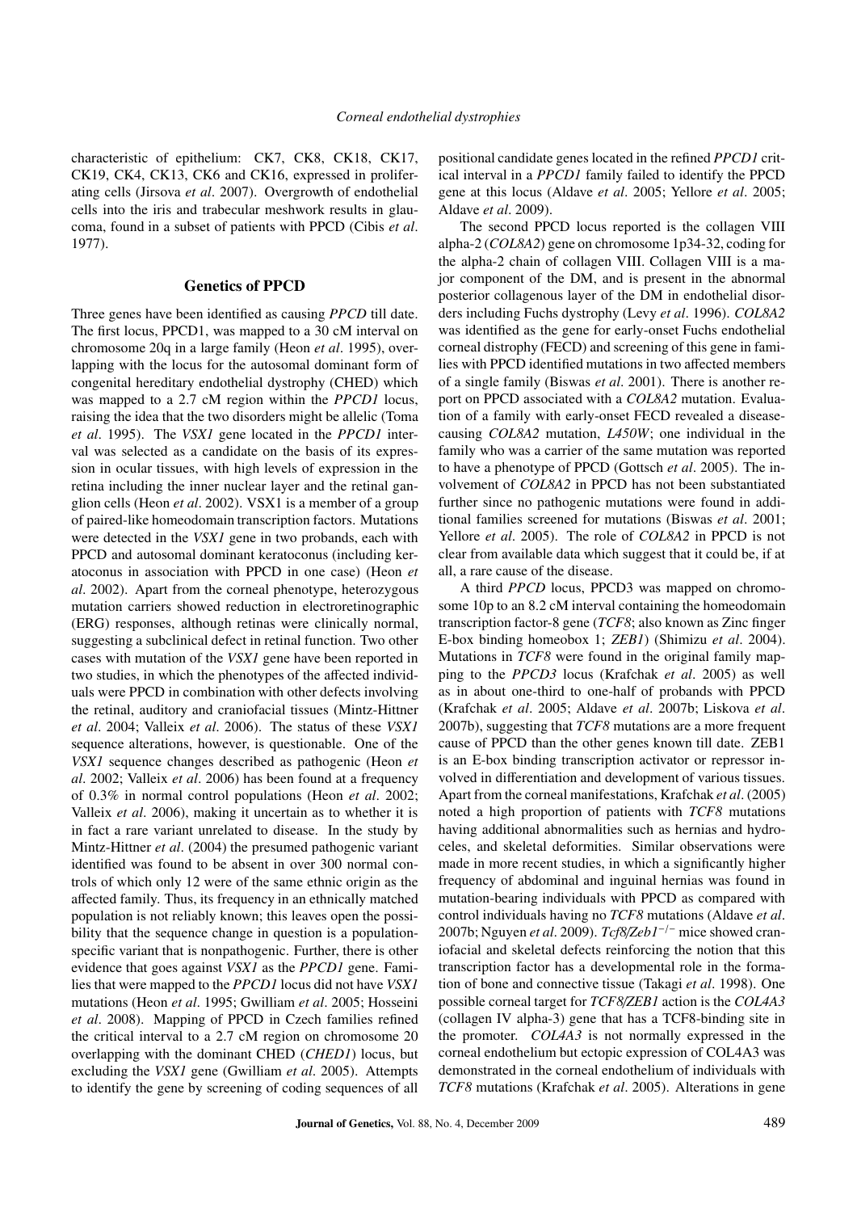characteristic of epithelium: CK7, CK8, CK18, CK17, CK19, CK4, CK13, CK6 and CK16, expressed in proliferating cells (Jirsova *et al*. 2007). Overgrowth of endothelial cells into the iris and trabecular meshwork results in glaucoma, found in a subset of patients with PPCD (Cibis *et al*. 1977).

## Genetics of PPCD

Three genes have been identified as causing *PPCD* till date. The first locus, PPCD1, was mapped to a 30 cM interval on chromosome 20q in a large family (Heon *et al*. 1995), overlapping with the locus for the autosomal dominant form of congenital hereditary endothelial dystrophy (CHED) which was mapped to a 2.7 cM region within the *PPCD1* locus, raising the idea that the two disorders might be allelic (Toma *et al*. 1995). The *VSX1* gene located in the *PPCD1* interval was selected as a candidate on the basis of its expression in ocular tissues, with high levels of expression in the retina including the inner nuclear layer and the retinal ganglion cells (Heon *et al*. 2002). VSX1 is a member of a group of paired-like homeodomain transcription factors. Mutations were detected in the *VSX1* gene in two probands, each with PPCD and autosomal dominant keratoconus (including keratoconus in association with PPCD in one case) (Heon *et al*. 2002). Apart from the corneal phenotype, heterozygous mutation carriers showed reduction in electroretinographic (ERG) responses, although retinas were clinically normal, suggesting a subclinical defect in retinal function. Two other cases with mutation of the *VSX1* gene have been reported in two studies, in which the phenotypes of the affected individuals were PPCD in combination with other defects involving the retinal, auditory and craniofacial tissues (Mintz-Hittner *et al*. 2004; Valleix *et al*. 2006). The status of these *VSX1* sequence alterations, however, is questionable. One of the *VSX1* sequence changes described as pathogenic (Heon *et al*. 2002; Valleix *et al*. 2006) has been found at a frequency of 0.3% in normal control populations (Heon *et al*. 2002; Valleix *et al*. 2006), making it uncertain as to whether it is in fact a rare variant unrelated to disease. In the study by Mintz-Hittner *et al*. (2004) the presumed pathogenic variant identified was found to be absent in over 300 normal controls of which only 12 were of the same ethnic origin as the affected family. Thus, its frequency in an ethnically matched population is not reliably known; this leaves open the possibility that the sequence change in question is a population-specific variant that is nonpathogenic. Further, there is other evidence that goes against *VSX1* as the *PPCD1* gene. Families that were mapped to the *PPCD1* locus did not have *VSX1* mutations (Heon *et al*. 1995; Gwilliam *et al*. 2005; Hosseini *et al*. 2008). Mapping of PPCD in Czech families refined the critical interval to a 2.7 cM region on chromosome 20 overlapping with the dominant CHED (*CHED1*) locus, but excluding the *VSX1* gene (Gwilliam *et al*. 2005). Attempts to identify the gene by screening of coding sequences of all positional candidate genes located in the refined *PPCD1* critical interval in a *PPCD1* family failed to identify the PPCD gene at this locus (Aldave *et al*. 2005; Yellore *et al*. 2005; Aldave *et al*. 2009).

The second PPCD locus reported is the collagen VIII alpha-2 (*COL8A2*) gene on chromosome 1p34-32, coding for the alpha-2 chain of collagen VIII. Collagen VIII is a major component of the DM, and is present in the abnormal posterior collagenous layer of the DM in endothelial disorders including Fuchs dystrophy (Levy *et al*. 1996). *COL8A2* was identified as the gene for early-onset Fuchs endothelial corneal distrophy (FECD) and screening of this gene in families with PPCD identified mutations in two affected members of a single family (Biswas *et al*. 2001). There is another report on PPCD associated with a *COL8A2* mutation. Evaluation of a family with early-onset FECD revealed a disease-causing *COL8A2* mutation, *L450W*; one individual in the family who was a carrier of the same mutation was reported to have a phenotype of PPCD (Gottsch *et al*. 2005). The involvement of *COL8A2* in PPCD has not been substantiated further since no pathogenic mutations were found in additional families screened for mutations (Biswas *et al*. 2001; Yellore *et al*. 2005). The role of *COL8A2* in PPCD is not clear from available data which suggest that it could be, if at all, a rare cause of the disease.

A third *PPCD* locus, PPCD3 was mapped on chromosome 10p to an 8.2 cM interval containing the homeodomain transcription factor-8 gene (*TCF8*; also known as Zinc finger E-box binding homeobox 1; *ZEB1*) (Shimizu *et al*. 2004). Mutations in *TCF8* were found in the original family mapping to the *PPCD3* locus (Krafchak *et al*. 2005) as well as in about one-third to one-half of probands with PPCD (Krafchak *et al*. 2005; Aldave *et al*. 2007b; Liskova *et al*. 2007b), suggesting that *TCF8* mutations are a more frequent cause of PPCD than the other genes known till date. ZEB1 is an E-box binding transcription activator or repressor involved in differentiation and development of various tissues. Apart from the corneal manifestations, Krafchak *et al*. (2005) noted a high proportion of patients with *TCF8* mutations having additional abnormalities such as hernias and hydroceles, and skeletal deformities. Similar observations were made in more recent studies, in which a significantly higher frequency of abdominal and inguinal hernias was found in mutation-bearing individuals with PPCD as compared with control individuals having no *TCF8* mutations (Aldave *et al*. 2007b; Nguyen *et al*. 2009). *Tcf8/Zeb1*$^{-/-}$ mice showed craniofacial and skeletal defects reinforcing the notion that this transcription factor has a developmental role in the formation of bone and connective tissue (Takagi *et al*. 1998). One possible corneal target for *TCF8/ZEB1* action is the *COL4A3* (collagen IV alpha-3) gene that has a TCF8-binding site in the promoter. *COL4A3* is not normally expressed in the corneal endothelium but ectopic expression of COL4A3 was demonstrated in the corneal endothelium of individuals with *TCF8* mutations (Krafchak *et al*. 2005). Alterations in gene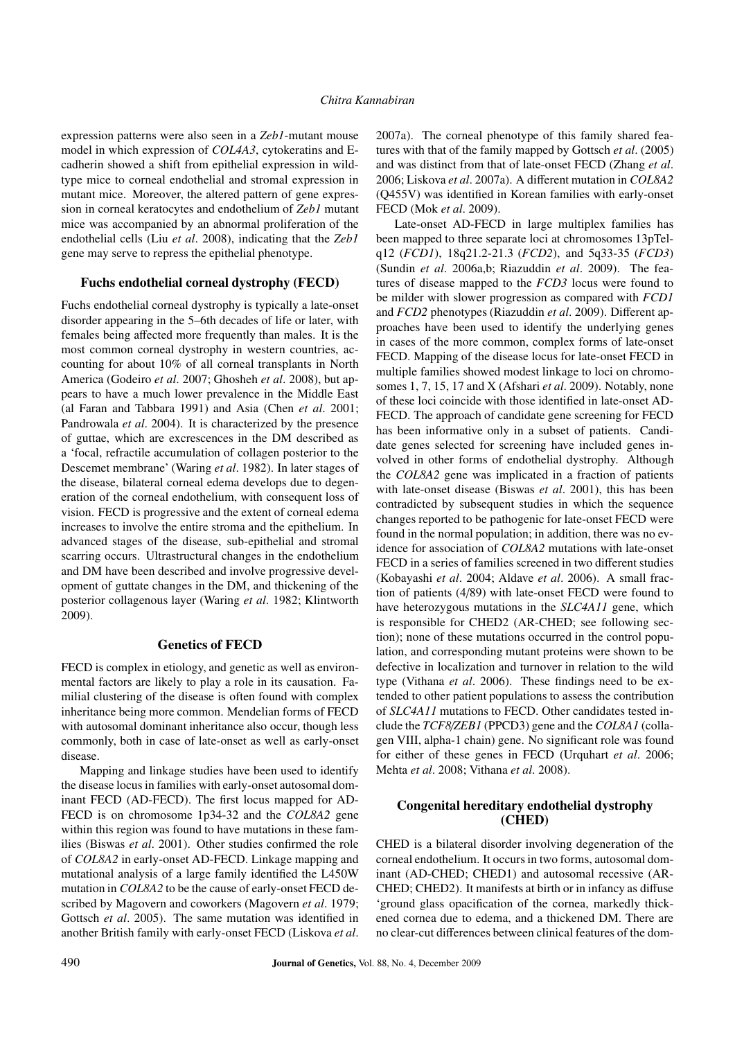expression patterns were also seen in a *Zeb1*-mutant mouse model in which expression of *COL4A3*, cytokeratins and E-cadherin showed a shift from epithelial expression in wild-type mice to corneal endothelial and stromal expression in mutant mice. Moreover, the altered pattern of gene expression in corneal keratocytes and endothelium of *Zeb1* mutant mice was accompanied by an abnormal proliferation of the endothelial cells (Liu *et al*. 2008), indicating that the *Zeb1* gene may serve to repress the epithelial phenotype.

## Fuchs endothelial corneal dystrophy (FECD)

Fuchs endothelial corneal dystrophy is typically a late-onset disorder appearing in the 5–6th decades of life or later, with females being affected more frequently than males. It is the most common corneal dystrophy in western countries, accounting for about 10% of all corneal transplants in North America (Godeiro *et al*. 2007; Ghosheh *et al*. 2008), but appears to have a much lower prevalence in the Middle East (al Faran and Tabbara 1991) and Asia (Chen *et al*. 2001; Pandrowala *et al*. 2004). It is characterized by the presence of guttae, which are excrescences in the DM described as a 'focal, refractile accumulation of collagen posterior to the Descemet membrane' (Waring *et al*. 1982). In later stages of the disease, bilateral corneal edema develops due to degeneration of the corneal endothelium, with consequent loss of vision. FECD is progressive and the extent of corneal edema increases to involve the entire stroma and the epithelium. In advanced stages of the disease, sub-epithelial and stromal scarring occurs. Ultrastructural changes in the endothelium and DM have been described and involve progressive development of guttate changes in the DM, and thickening of the posterior collagenous layer (Waring *et al*. 1982; Klintworth 2009).

## Genetics of FECD

FECD is complex in etiology, and genetic as well as environmental factors are likely to play a role in its causation. Familial clustering of the disease is often found with complex inheritance being more common. Mendelian forms of FECD with autosomal dominant inheritance also occur, though less commonly, both in case of late-onset as well as early-onset disease.

Mapping and linkage studies have been used to identify the disease locus in families with early-onset autosomal dominant FECD (AD-FECD). The first locus mapped for AD-FECD is on chromosome 1p34-32 and the *COL8A2* gene within this region was found to have mutations in these families (Biswas *et al*. 2001). Other studies confirmed the role of *COL8A2* in early-onset AD-FECD. Linkage mapping and mutational analysis of a large family identified the L450W mutation in *COL8A2* to be the cause of early-onset FECD described by Magovern and coworkers (Magovern *et al*. 1979; Gottsch *et al*. 2005). The same mutation was identified in another British family with early-onset FECD (Liskova *et al*. 2007a). The corneal phenotype of this family shared features with that of the family mapped by Gottsch *et al*. (2005) and was distinct from that of late-onset FECD (Zhang *et al*. 2006; Liskova *et al*. 2007a). A different mutation in *COL8A2* (Q455V) was identified in Korean families with early-onset FECD (Mok *et al*. 2009).

Late-onset AD-FECD in large multiplex families has been mapped to three separate loci at chromosomes 13pTel-q12 (*FCD1*), 18q21.2-21.3 (*FCD2*), and 5q33-35 (*FCD3*) (Sundin *et al*. 2006a,b; Riazuddin *et al*. 2009). The features of disease mapped to the *FCD3* locus were found to be milder with slower progression as compared with *FCD1* and *FCD2* phenotypes (Riazuddin *et al*. 2009). Different approaches have been used to identify the underlying genes in cases of the more common, complex forms of late-onset FECD. Mapping of the disease locus for late-onset FECD in multiple families showed modest linkage to loci on chromosomes 1, 7, 15, 17 and X (Afshari *et al*. 2009). Notably, none of these loci coincide with those identified in late-onset AD-FECD. The approach of candidate gene screening for FECD has been informative only in a subset of patients. Candidate genes selected for screening have included genes involved in other forms of endothelial dystrophy. Although the *COL8A2* gene was implicated in a fraction of patients with late-onset disease (Biswas *et al*. 2001), this has been contradicted by subsequent studies in which the sequence changes reported to be pathogenic for late-onset FECD were found in the normal population; in addition, there was no evidence for association of *COL8A2* mutations with late-onset FECD in a series of families screened in two different studies (Kobayashi *et al*. 2004; Aldave *et al*. 2006). A small fraction of patients (4/89) with late-onset FECD were found to have heterozygous mutations in the *SLC4A11* gene, which is responsible for CHED2 (AR-CHED; see following section); none of these mutations occurred in the control population, and corresponding mutant proteins were shown to be defective in localization and turnover in relation to the wild type (Vithana *et al*. 2006). These findings need to be extended to other patient populations to assess the contribution of *SLC4A11* mutations to FECD. Other candidates tested include the *TCF8/ZEB1* (PPCD3) gene and the *COL8A1* (collagen VIII, alpha-1 chain) gene. No significant role was found for either of these genes in FECD (Urquhart *et al*. 2006; Mehta *et al*. 2008; Vithana *et al*. 2008).

## Congenital hereditary endothelial dystrophy (CHED)

CHED is a bilateral disorder involving degeneration of the corneal endothelium. It occurs in two forms, autosomal dominant (AD-CHED; CHED1) and autosomal recessive (AR-CHED; CHED2). It manifests at birth or in infancy as diffuse 'ground glass opacification of the cornea, markedly thickened cornea due to edema, and a thickened DM. There are no clear-cut differences between clinical features of the dom-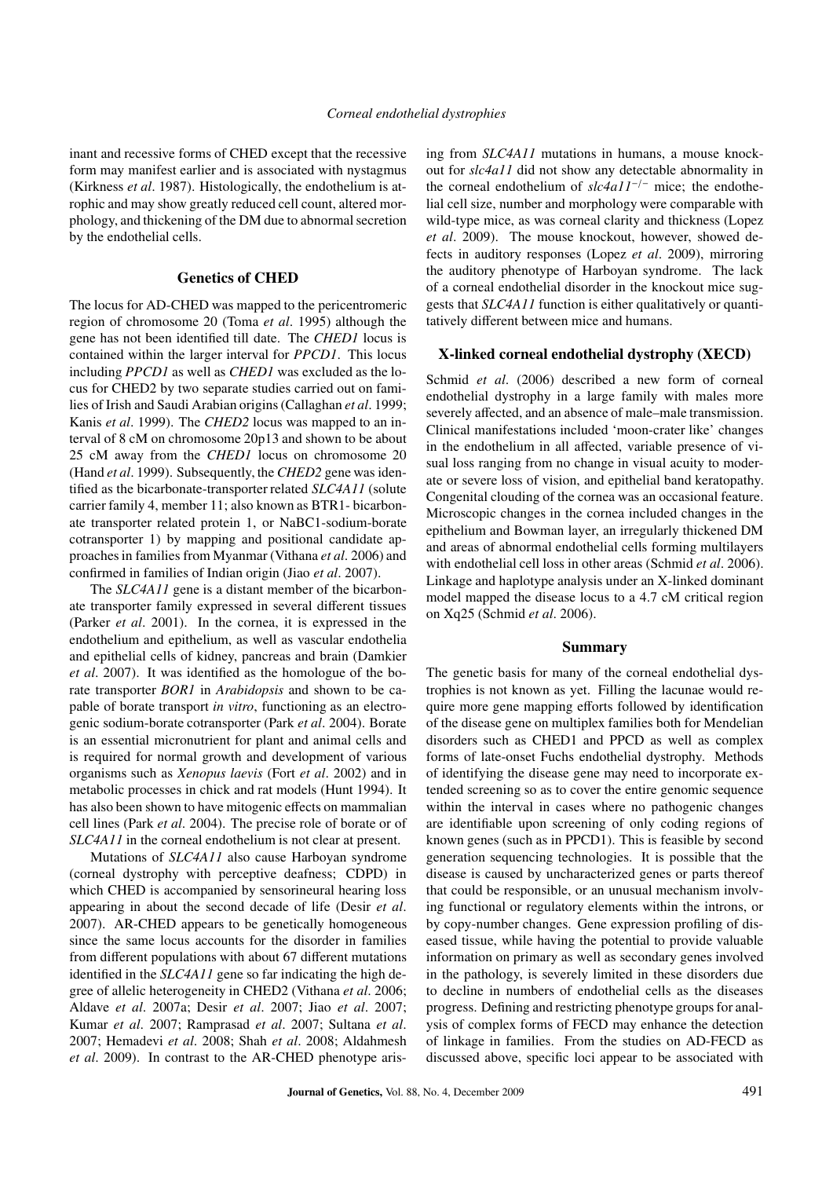inant and recessive forms of CHED except that the recessive form may manifest earlier and is associated with nystagmus (Kirkness *et al*. 1987). Histologically, the endothelium is atrophic and may show greatly reduced cell count, altered morphology, and thickening of the DM due to abnormal secretion by the endothelial cells.

## Genetics of CHED

The locus for AD-CHED was mapped to the pericentromeric region of chromosome 20 (Toma *et al*. 1995) although the gene has not been identified till date. The *CHED1* locus is contained within the larger interval for *PPCD1*. This locus including *PPCD1* as well as *CHED1* was excluded as the locus for CHED2 by two separate studies carried out on families of Irish and Saudi Arabian origins (Callaghan *et al*. 1999; Kanis *et al*. 1999). The *CHED2* locus was mapped to an interval of 8 cM on chromosome 20p13 and shown to be about 25 cM away from the *CHED1* locus on chromosome 20 (Hand *et al*. 1999). Subsequently, the *CHED2* gene was identified as the bicarbonate-transporter related *SLC4A11* (solute carrier family 4, member 11; also known as BTR1- bicarbonate transporter related protein 1, or NaBC1-sodium-borate cotransporter 1) by mapping and positional candidate approaches in families from Myanmar (Vithana *et al*. 2006) and confirmed in families of Indian origin (Jiao *et al*. 2007).

The *SLC4A11* gene is a distant member of the bicarbonate transporter family expressed in several different tissues (Parker *et al*. 2001). In the cornea, it is expressed in the endothelium and epithelium, as well as vascular endothelia and epithelial cells of kidney, pancreas and brain (Damkier *et al*. 2007). It was identified as the homologue of the borate transporter *BOR1* in *Arabidopsis* and shown to be capable of borate transport *in vitro*, functioning as an electrogenic sodium-borate cotransporter (Park *et al*. 2004). Borate is an essential micronutrient for plant and animal cells and is required for normal growth and development of various organisms such as *Xenopus laevis* (Fort *et al*. 2002) and in metabolic processes in chick and rat models (Hunt 1994). It has also been shown to have mitogenic effects on mammalian cell lines (Park *et al*. 2004). The precise role of borate or of *SLC4A11* in the corneal endothelium is not clear at present.

Mutations of *SLC4A11* also cause Harboyan syndrome (corneal dystrophy with perceptive deafness; CDPD) in which CHED is accompanied by sensorineural hearing loss appearing in about the second decade of life (Desir *et al*. 2007). AR-CHED appears to be genetically homogeneous since the same locus accounts for the disorder in families from different populations with about 67 different mutations identified in the *SLC4A11* gene so far indicating the high degree of allelic heterogeneity in CHED2 (Vithana *et al*. 2006; Aldave *et al*. 2007a; Desir *et al*. 2007; Jiao *et al*. 2007; Kumar *et al*. 2007; Ramprasad *et al*. 2007; Sultana *et al*. 2007; Hemadevi *et al*. 2008; Shah *et al*. 2008; Aldahmesh *et al*. 2009). In contrast to the AR-CHED phenotype arising from *SLC4A11* mutations in humans, a mouse knockout for *slc4a11* did not show any detectable abnormality in the corneal endothelium of *slc4a11*$^{-/-}$ mice; the endothelial cell size, number and morphology were comparable with wild-type mice, as was corneal clarity and thickness (Lopez *et al*. 2009). The mouse knockout, however, showed defects in auditory responses (Lopez *et al*. 2009), mirroring the auditory phenotype of Harboyan syndrome. The lack of a corneal endothelial disorder in the knockout mice suggests that *SLC4A11* function is either qualitatively or quantitatively different between mice and humans.

### X-linked corneal endothelial dystrophy (XECD)

Schmid *et al*. (2006) described a new form of corneal endothelial dystrophy in a large family with males more severely affected, and an absence of male–male transmission. Clinical manifestations included 'moon-crater like' changes in the endothelium in all affected, variable presence of visual loss ranging from no change in visual acuity to moderate or severe loss of vision, and epithelial band keratopathy. Congenital clouding of the cornea was an occasional feature. Microscopic changes in the cornea included changes in the epithelium and Bowman layer, an irregularly thickened DM and areas of abnormal endothelial cells forming multilayers with endothelial cell loss in other areas (Schmid *et al*. 2006). Linkage and haplotype analysis under an X-linked dominant model mapped the disease locus to a 4.7 cM critical region on Xq25 (Schmid *et al*. 2006).

## Summary

The genetic basis for many of the corneal endothelial dystrophies is not known as yet. Filling the lacunae would require more gene mapping efforts followed by identification of the disease gene on multiplex families both for Mendelian disorders such as CHED1 and PPCD as well as complex forms of late-onset Fuchs endothelial dystrophy. Methods of identifying the disease gene may need to incorporate extended screening so as to cover the entire genomic sequence within the interval in cases where no pathogenic changes are identifiable upon screening of only coding regions of known genes (such as in PPCD1). This is feasible by second generation sequencing technologies. It is possible that the disease is caused by uncharacterized genes or parts thereof that could be responsible, or an unusual mechanism involving functional or regulatory elements within the introns, or by copy-number changes. Gene expression profiling of diseased tissue, while having the potential to provide valuable information on primary as well as secondary genes involved in the pathology, is severely limited in these disorders due to decline in numbers of endothelial cells as the diseases progress. Defining and restricting phenotype groups for analysis of complex forms of FECD may enhance the detection of linkage in families. From the studies on AD-FECD as discussed above, specific loci appear to be associated with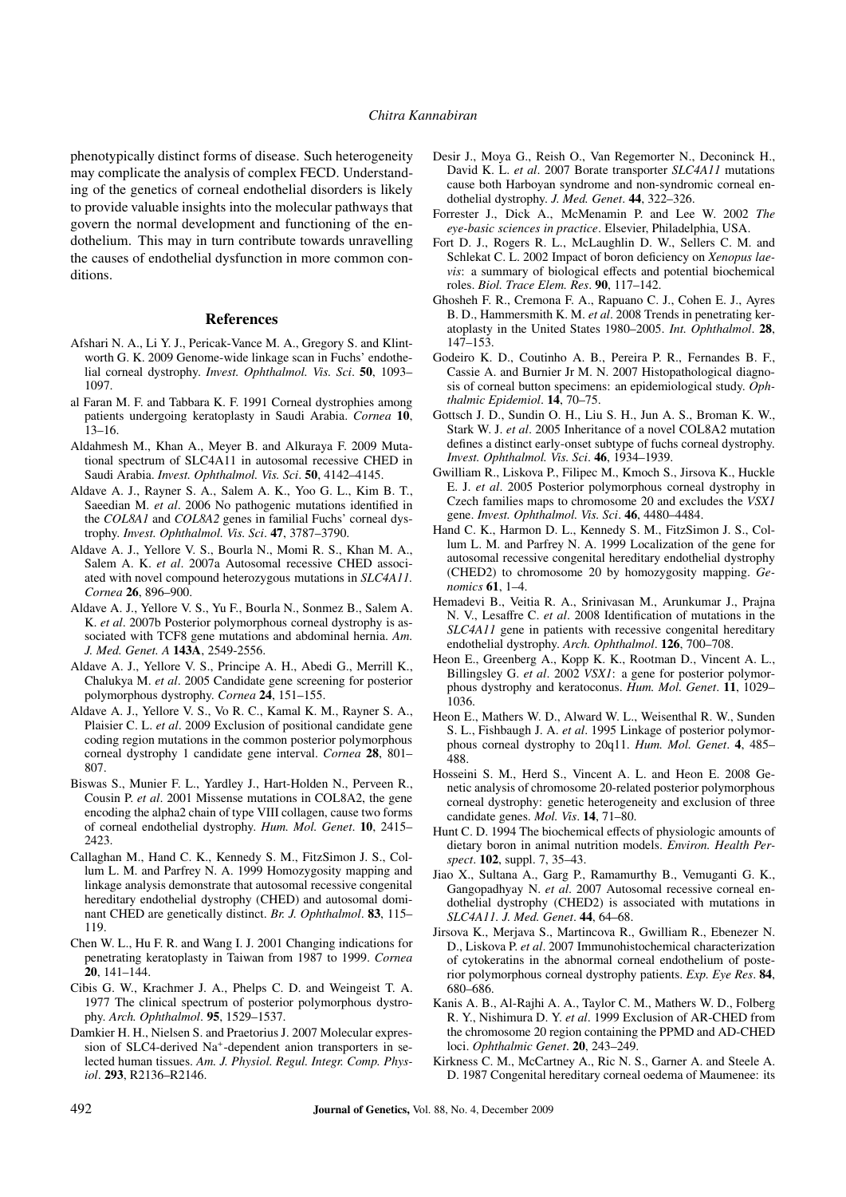phenotypically distinct forms of disease. Such heterogeneity may complicate the analysis of complex FECD. Understanding of the genetics of corneal endothelial disorders is likely to provide valuable insights into the molecular pathways that govern the normal development and functioning of the endothelium. This may in turn contribute towards unravelling the causes of endothelial dysfunction in more common conditions.

## References

Afshari N. A., Li Y. J., Pericak-Vance M. A., Gregory S. and Klintworth G. K. 2009 Genome-wide linkage scan in Fuchs' endothelial corneal dystrophy. *Invest. Ophthalmol. Vis. Sci*. **50**, 1093–1097.

al Faran M. F. and Tabbara K. F. 1991 Corneal dystrophies among patients undergoing keratoplasty in Saudi Arabia. *Cornea* **10**, 13–16.

Aldahmesh M., Khan A., Meyer B. and Alkuraya F. 2009 Mutational spectrum of SLC4A11 in autosomal recessive CHED in Saudi Arabia. *Invest. Ophthalmol. Vis. Sci*. **50**, 4142–4145.

Aldave A. J., Rayner S. A., Salem A. K., Yoo G. L., Kim B. T., Saeedian M. *et al*. 2006 No pathogenic mutations identified in the *COL8A1* and *COL8A2* genes in familial Fuchs' corneal dystrophy. *Invest. Ophthalmol. Vis. Sci*. **47**, 3787–3790.

Aldave A. J., Yellore V. S., Bourla N., Momi R. S., Khan M. A., Salem A. K. *et al*. 2007a Autosomal recessive CHED associated with novel compound heterozygous mutations in *SLC4A11*. *Cornea* **26**, 896–900.

Aldave A. J., Yellore V. S., Yu F., Bourla N., Sonmez B., Salem A. K. *et al*. 2007b Posterior polymorphous corneal dystrophy is associated with TCF8 gene mutations and abdominal hernia. *Am. J. Med. Genet. A* **143A**, 2549-2556.

Aldave A. J., Yellore V. S., Principe A. H., Abedi G., Merrill K., Chalukya M. *et al*. 2005 Candidate gene screening for posterior polymorphous dystrophy. *Cornea* **24**, 151–155.

Aldave A. J., Yellore V. S., Vo R. C., Kamal K. M., Rayner S. A., Plaisier C. L. *et al*. 2009 Exclusion of positional candidate gene coding region mutations in the common posterior polymorphous corneal dystrophy 1 candidate gene interval. *Cornea* **28**, 801–807.

Biswas S., Munier F. L., Yardley J., Hart-Holden N., Perveen R., Cousin P. *et al*. 2001 Missense mutations in COL8A2, the gene encoding the alpha2 chain of type VIII collagen, cause two forms of corneal endothelial dystrophy. *Hum. Mol. Genet*. **10**, 2415–2423.

Callaghan M., Hand C. K., Kennedy S. M., FitzSimon J. S., Collum L. M. and Parfrey N. A. 1999 Homozygosity mapping and linkage analysis demonstrate that autosomal recessive congenital hereditary endothelial dystrophy (CHED) and autosomal dominant CHED are genetically distinct. *Br. J. Ophthalmol*. **83**, 115–119.

Chen W. L., Hu F. R. and Wang I. J. 2001 Changing indications for penetrating keratoplasty in Taiwan from 1987 to 1999. *Cornea* **20**, 141–144.

Cibis G. W., Krachmer J. A., Phelps C. D. and Weingeist T. A. 1977 The clinical spectrum of posterior polymorphous dystrophy. *Arch. Ophthalmol*. **95**, 1529–1537.

Damkier H. H., Nielsen S. and Praetorius J. 2007 Molecular expression of SLC4-derived $Na^{+}$-dependent anion transporters in selected human tissues. *Am. J. Physiol. Regul. Integr. Comp. Physiol*. **293**, R2136–R2146.

Desir J., Moya G., Reish O., Van Regemorter N., Deconinck H., David K. L. *et al*. 2007 Borate transporter *SLC4A11* mutations cause both Harboyan syndrome and non-syndromic corneal endothelial dystrophy. *J. Med. Genet*. **44**, 322–326.

Forrester J., Dick A., McMenamin P. and Lee W. 2002 *The eye-basic sciences in practice*. Elsevier, Philadelphia, USA.

Fort D. J., Rogers R. L., McLaughlin D. W., Sellers C. M. and Schlekat C. L. 2002 Impact of boron deficiency on *Xenopus laevis*: a summary of biological effects and potential biochemical roles. *Biol. Trace Elem. Res*. **90**, 117–142.

Ghosheh F. R., Cremona F. A., Rapuano C. J., Cohen E. J., Ayres B. D., Hammersmith K. M. *et al*. 2008 Trends in penetrating keratoplasty in the United States 1980–2005. *Int. Ophthalmol*. **28**, 147–153.

Godeiro K. D., Coutinho A. B., Pereira P. R., Fernandes B. F., Cassie A. and Burnier Jr M. N. 2007 Histopathological diagnosis of corneal button specimens: an epidemiological study. *Ophthalmic Epidemiol*. **14**, 70–75.

Gottsch J. D., Sundin O. H., Liu S. H., Jun A. S., Broman K. W., Stark W. J. *et al*. 2005 Inheritance of a novel COL8A2 mutation defines a distinct early-onset subtype of fuchs corneal dystrophy. *Invest. Ophthalmol. Vis. Sci*. **46**, 1934–1939.

Gwilliam R., Liskova P., Filipec M., Kmoch S., Jirsova K., Huckle E. J. *et al*. 2005 Posterior polymorphous corneal dystrophy in Czech families maps to chromosome 20 and excludes the *VSX1* gene. *Invest. Ophthalmol. Vis. Sci*. **46**, 4480–4484.

Hand C. K., Harmon D. L., Kennedy S. M., FitzSimon J. S., Collum L. M. and Parfrey N. A. 1999 Localization of the gene for autosomal recessive congenital hereditary endothelial dystrophy (CHED2) to chromosome 20 by homozygosity mapping. *Genomics* **61**, 1–4.

Hemadevi B., Veitia R. A., Srinivasan M., Arunkumar J., Prajna N. V., Lesaffre C. *et al*. 2008 Identification of mutations in the *SLC4A11* gene in patients with recessive congenital hereditary endothelial dystrophy. *Arch. Ophthalmol*. **126**, 700–708.

Heon E., Greenberg A., Kopp K. K., Rootman D., Vincent A. L., Billingsley G. *et al*. 2002 *VSX1*: a gene for posterior polymorphous dystrophy and keratoconus. *Hum. Mol. Genet*. **11**, 1029–1036.

Heon E., Mathers W. D., Alward W. L., Weisenthal R. W., Sunden S. L., Fishbaugh J. A. *et al*. 1995 Linkage of posterior polymorphous corneal dystrophy to 20q11. *Hum. Mol. Genet*. **4**, 485–488.

Hosseini S. M., Herd S., Vincent A. L. and Heon E. 2008 Genetic analysis of chromosome 20-related posterior polymorphous corneal dystrophy: genetic heterogeneity and exclusion of three candidate genes. *Mol. Vis*. **14**, 71–80.

Hunt C. D. 1994 The biochemical effects of physiologic amounts of dietary boron in animal nutrition models. *Environ. Health Perspect*. **102**, suppl. 7, 35–43.

Jiao X., Sultana A., Garg P., Ramamurthy B., Vemuganti G. K., Gangopadhyay N. *et al*. 2007 Autosomal recessive corneal endothelial dystrophy (CHED2) is associated with mutations in *SLC4A11*. *J. Med. Genet*. **44**, 64–68.

Jirsova K., Merjava S., Martincova R., Gwilliam R., Ebenezer N. D., Liskova P. *et al*. 2007 Immunohistochemical characterization of cytokeratins in the abnormal corneal endothelium of posterior polymorphous corneal dystrophy patients. *Exp. Eye Res*. **84**, 680–686.

Kanis A. B., Al-Rajhi A. A., Taylor C. M., Mathers W. D., Folberg R. Y., Nishimura D. Y. *et al*. 1999 Exclusion of AR-CHED from the chromosome 20 region containing the PPMD and AD-CHED loci. *Ophthalmic Genet*. **20**, 243–249.

Kirkness C. M., McCartney A., Ric N. S., Garner A. and Steele A. D. 1987 Congenital hereditary corneal oedema of Maumenee: its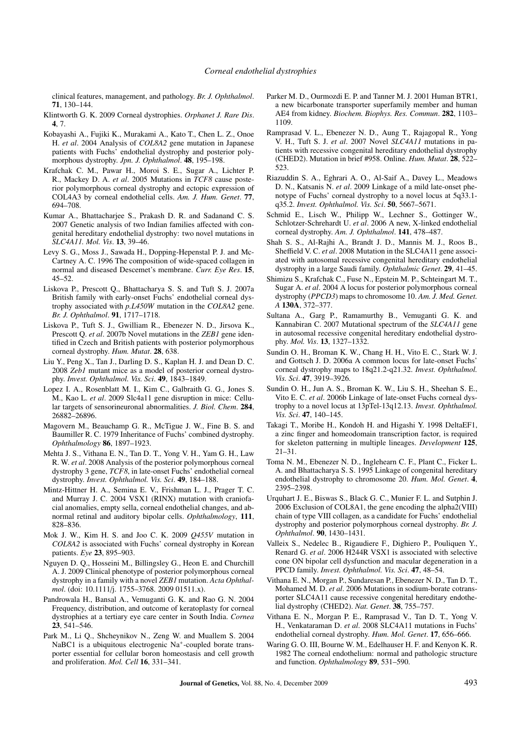clinical features, management, and pathology. *Br. J. Ophthalmol*. **71**, 130–144.

Klintworth G. K. 2009 Corneal dystrophies. *Orphanet J. Rare Dis*. **4**, 7.

Kobayashi A., Fujiki K., Murakami A., Kato T., Chen L. Z., Onoe H. *et al*. 2004 Analysis of *COL8A2* gene mutation in Japanese patients with Fuchs' endothelial dystrophy and posterior polymorphous dystrophy. *Jpn. J. Ophthalmol*. **48**, 195–198.

Krafchak C. M., Pawar H., Moroi S. E., Sugar A., Lichter P. R., Mackey D. A. *et al*. 2005 Mutations in *TCF8* cause posterior polymorphous corneal dystrophy and ectopic expression of COL4A3 by corneal endothelial cells. *Am. J. Hum. Genet*. **77**, 694–708.

Kumar A., Bhattacharjee S., Prakash D. R. and Sadanand C. S. 2007 Genetic analysis of two Indian families affected with congenital hereditary endothelial dystrophy: two novel mutations in *SLC4A11*. *Mol. Vis*. **13**, 39–46.

Levy S. G., Moss J., Sawada H., Dopping-Hepenstal P. J. and McCartney A. C. 1996 The composition of wide-spaced collagen in normal and diseased Descemet's membrane. *Curr. Eye Res*. **15**, 45–52.

Liskova P., Prescott Q., Bhattacharya S. S. and Tuft S. J. 2007a British family with early-onset Fuchs' endothelial corneal dystrophy associated with *p.L450W* mutation in the *COL8A2* gene. *Br. J. Ophthalmol*. **91**, 1717–1718.

Liskova P., Tuft S. J., Gwilliam R., Ebenezer N. D., Jirsova K., Prescott Q. *et al*. 2007b Novel mutations in the *ZEB1* gene identified in Czech and British patients with posterior polymorphous corneal dystrophy. *Hum. Mutat*. **28**, 638.

Liu Y., Peng X., Tan J., Darling D. S., Kaplan H. J. and Dean D. C. 2008 *Zeb1* mutant mice as a model of posterior corneal dystrophy. *Invest. Ophthalmol. Vis. Sci*. **49**, 1843–1849.

Lopez I. A., Rosenblatt M. I., Kim C., Galbraith G. G., Jones S. M., Kao L. *et al*. 2009 Slc4a11 gene disruption in mice: Cellular targets of sensorineuronal abnormalities. *J. Biol. Chem*. **284**, 26882–26896.

Magovern M., Beauchamp G. R., McTigue J. W., Fine B. S. and Baumiller R. C. 1979 Inheritance of Fuchs' combined dystrophy. *Ophthalmology* **86**, 1897–1923.

Mehta J. S., Vithana E. N., Tan D. T., Yong V. H., Yam G. H., Law R. W. *et al*. 2008 Analysis of the posterior polymorphous corneal dystrophy 3 gene, *TCF8*, in late-onset Fuchs' endothelial corneal dystrophy. *Invest. Ophthalmol. Vis. Sci*. **49**, 184–188.

Mintz-Hittner H. A., Semina E. V., Frishman L. J., Prager T. C. and Murray J. C. 2004 VSX1 (RINX) mutation with craniofacial anomalies, empty sella, corneal endothelial changes, and abnormal retinal and auditory bipolar cells. *Ophthalmology*, **111**, 828–836.

Mok J. W., Kim H. S. and Joo C. K. 2009 *Q455V* mutation in *COL8A2* is associated with Fuchs' corneal dystrophy in Korean patients. *Eye* **23**, 895–903.

Nguyen D. Q., Hosseini M., Billingsley G., Heon E. and Churchill A. J. 2009 Clinical phenotype of posterior polymorphous corneal dystrophy in a family with a novel *ZEB1* mutation. *Acta Ophthalmol*. (doi: 10.1111/j. 1755–3768. 2009 01511.x).

Pandrowala H., Bansal A., Vemuganti G. K. and Rao G. N. 2004 Frequency, distribution, and outcome of keratoplasty for corneal dystrophies at a tertiary eye care center in South India. *Cornea* **23**, 541–546.

Park M., Li Q., Shcheynikov N., Zeng W. and Muallem S. 2004 NaBC1 is a ubiquitous electrogenic $Na^+$-coupled borate transporter essential for cellular boron homeostasis and cell growth and proliferation. *Mol. Cell* **16**, 331–341.

Parker M. D., Ourmozdi E. P. and Tanner M. J. 2001 Human BTR1, a new bicarbonate transporter superfamily member and human AE4 from kidney. *Biochem. Biophys. Res. Commun*. **282**, 1103–1109.

Ramprasad V. L., Ebenezer N. D., Aung T., Rajagopal R., Yong V. H., Tuft S. J. *et al*. 2007 Novel *SLC4A11* mutations in patients with recessive congenital hereditary endothelial dystrophy (CHED2). Mutation in brief #958. Online. *Hum. Mutat*. **28**, 522–523.

Riazuddin S. A., Eghrari A. O., Al-Saif A., Davey L., Meadows D. N., Katsanis N. *et al*. 2009 Linkage of a mild late-onset phenotype of Fuchs' corneal dystrophy to a novel locus at 5q33.1-q35.2. *Invest. Ophthalmol. Vis. Sci*. **50**, 5667–5671.

Schmid E., Lisch W., Philipp W., Lechner S., Gottinger W., Schlotzer-Schrehardt U. *et al*. 2006 A new, X-linked endothelial corneal dystrophy. *Am. J. Ophthalmol*. **141**, 478–487.

Shah S. S., Al-Rajhi A., Brandt J. D., Mannis M. J., Roos B., Sheffield V. C. *et al*. 2008 Mutation in the SLC4A11 gene associated with autosomal recessive congenital hereditary endothelial dystrophy in a large Saudi family. *Ophthalmic Genet*. **29**, 41–45.

Shimizu S., Krafchak C., Fuse N., Epstein M. P., Schteingart M. T., Sugar A. *et al*. 2004 A locus for posterior polymorphous corneal dystrophy (*PPCD3*) maps to chromosome 10. *Am. J. Med. Genet. A* **130A**, 372–377.

Sultana A., Garg P., Ramamurthy B., Vemuganti G. K. and Kannabiran C. 2007 Mutational spectrum of the *SLC4A11* gene in autosomal recessive congenital hereditary endothelial dystrophy. *Mol. Vis*. **13**, 1327–1332.

Sundin O. H., Broman K. W., Chang H. H., Vito E. C., Stark W. J. and Gottsch J. D. 2006a A common locus for late-onset Fuchs' corneal dystrophy maps to 18q21.2-q21.32. *Invest. Ophthalmol. Vis. Sci*. **47**, 3919–3926.

Sundin O. H., Jun A. S., Broman K. W., Liu S. H., Sheehan S. E., Vito E. C. *et al*. 2006b Linkage of late-onset Fuchs corneal dystrophy to a novel locus at 13pTel-13q12.13. *Invest. Ophthalmol. Vis. Sci*. **47**, 140–145.

Takagi T., Moribe H., Kondoh H. and Higashi Y. 1998 DeltaEF1, a zinc finger and homeodomain transcription factor, is required for skeleton patterning in multiple lineages. *Development* **125**, 21–31.

Toma N. M., Ebenezer N. D., Inglehearn C. F., Plant C., Ficker L. A. and Bhattacharya S. S. 1995 Linkage of congenital hereditary endothelial dystrophy to chromosome 20. *Hum. Mol. Genet*. **4**, 2395–2398.

Urquhart J. E., Biswas S., Black G. C., Munier F. L. and Sutphin J. 2006 Exclusion of COL8A1, the gene encoding the alpha2(VIII) chain of type VIII collagen, as a candidate for Fuchs' endothelial dystrophy and posterior polymorphous corneal dystrophy. *Br. J. Ophthalmol*. **90**, 1430–1431.

Valleix S., Nedelec B., Rigaudiere F., Dighiero P., Pouliquen Y., Renard G. *et al*. 2006 H244R VSX1 is associated with selective cone ON bipolar cell dysfunction and macular degeneration in a PPCD family. *Invest. Ophthalmol. Vis. Sci*. **47**, 48–54.

Vithana E. N., Morgan P., Sundaresan P., Ebenezer N. D., Tan D. T., Mohamed M. D. *et al*. 2006 Mutations in sodium-borate cotransporter SLC4A11 cause recessive congenital hereditary endothelial dystrophy (CHED2). *Nat. Genet*. **38**, 755–757.

Vithana E. N., Morgan P. E., Ramprasad V., Tan D. T., Yong V. H., Venkataraman D. *et al*. 2008 SLC4A11 mutations in Fuchs' endothelial corneal dystrophy. *Hum. Mol. Genet*. **17**, 656–666.

Waring G. O. III, Bourne W. M., Edelhauser H. F. and Kenyon K. R. 1982 The corneal endothelium: normal and pathologic structure and function. *Ophthalmology* **89**, 531–590.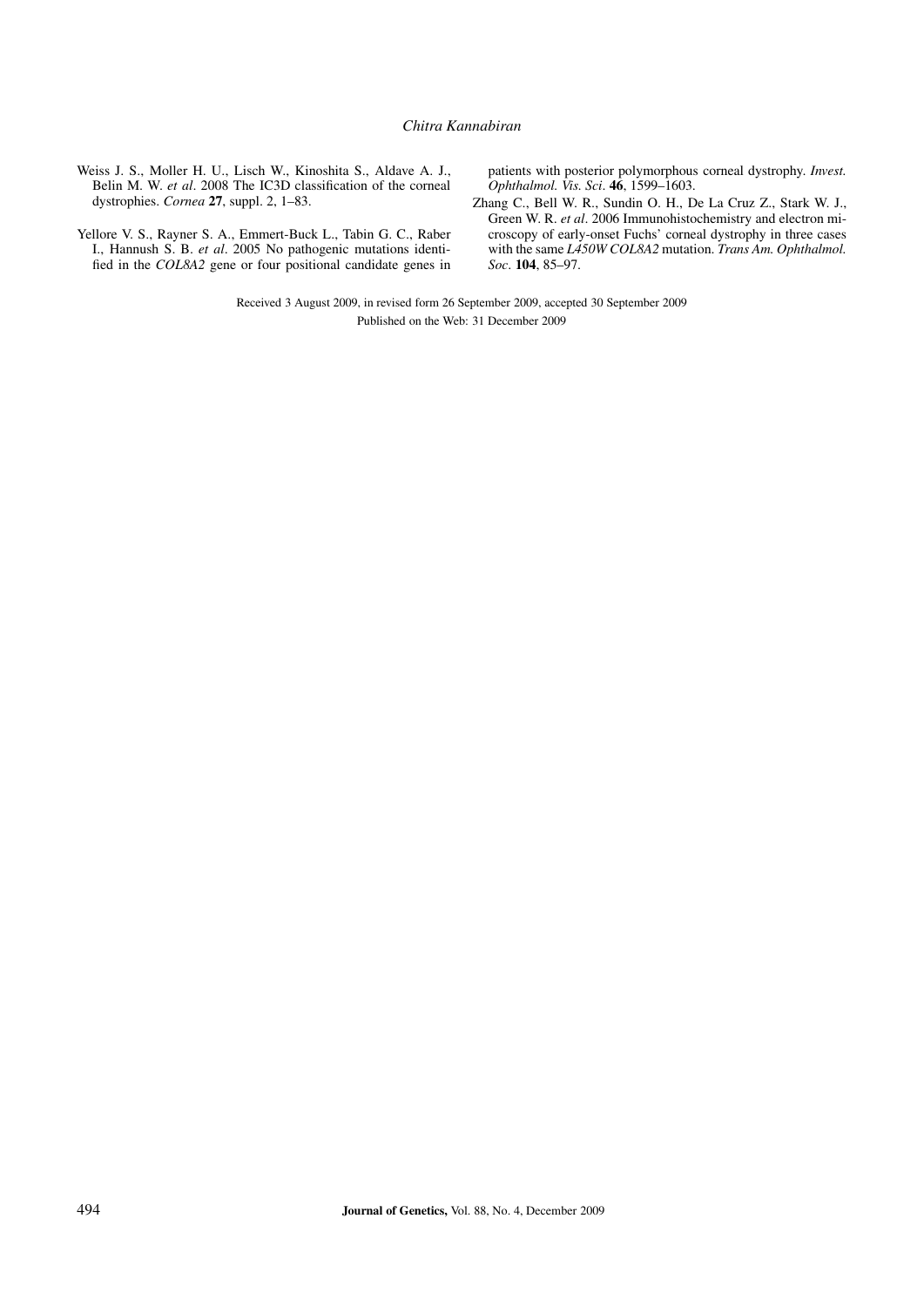Weiss J. S., Moller H. U., Lisch W., Kinoshita S., Aldave A. J., Belin M. W. *et al*. 2008 The IC3D classification of the corneal dystrophies. *Cornea* **27**, suppl. 2, 1–83.

Yellore V. S., Rayner S. A., Emmert-Buck L., Tabin G. C., Raber I., Hannush S. B. *et al*. 2005 No pathogenic mutations identified in the *COL8A2* gene or four positional candidate genes in patients with posterior polymorphous corneal dystrophy. *Invest. Ophthalmol. Vis. Sci*. **46**, 1599–1603.

Zhang C., Bell W. R., Sundin O. H., De La Cruz Z., Stark W. J., Green W. R. *et al*. 2006 Immunohistochemistry and electron microscopy of early-onset Fuchs' corneal dystrophy in three cases with the same *L450W COL8A2* mutation. *Trans Am. Ophthalmol. Soc*. **104**, 85–97.

Received 3 August 2009, in revised form 26 September 2009, accepted 30 September 2009
Published on the Web: 31 December 2009